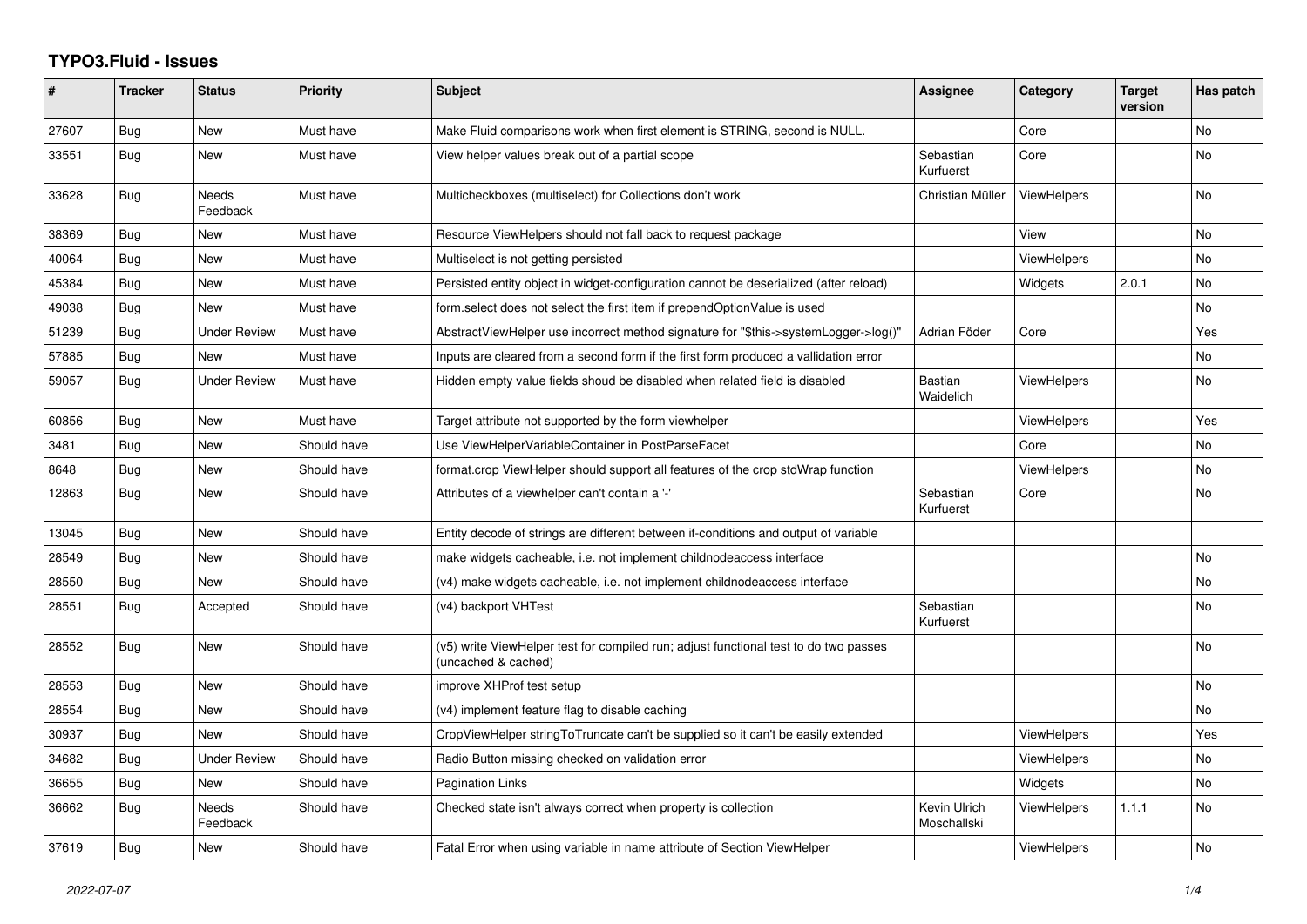# TYPO3.Fluid - Issues

| # | Tracker | Status | Priority | Subject | Assignee | Category | Target version | Has patch |
|---|---|---|---|---|---|---|---|---|
| 27607 | Bug | New | Must have | Make Fluid comparisons work when first element is STRING, second is NULL. | | Core | | No |
| 33551 | Bug | New | Must have | View helper values break out of a partial scope | Sebastian Kurfuerst | Core | | No |
| 33628 | Bug | Needs Feedback | Must have | Multicheckboxes (multiselect) for Collections don't work | Christian Müller | ViewHelpers | | No |
| 38369 | Bug | New | Must have | Resource ViewHelpers should not fall back to request package | | View | | No |
| 40064 | Bug | New | Must have | Multiselect is not getting persisted | | ViewHelpers | | No |
| 45384 | Bug | New | Must have | Persisted entity object in widget-configuration cannot be deserialized (after reload) | | Widgets | 2.0.1 | No |
| 49038 | Bug | New | Must have | form.select does not select the first item if prependOptionValue is used | | | | No |
| 51239 | Bug | Under Review | Must have | AbstractViewHelper use incorrect method signature for "$this->systemLogger->log()" | Adrian Föder | Core | | Yes |
| 57885 | Bug | New | Must have | Inputs are cleared from a second form if the first form produced a vallidation error | | | | No |
| 59057 | Bug | Under Review | Must have | Hidden empty value fields shoud be disabled when related field is disabled | Bastian Waidelich | ViewHelpers | | No |
| 60856 | Bug | New | Must have | Target attribute not supported by the form viewhelper | | ViewHelpers | | Yes |
| 3481 | Bug | New | Should have | Use ViewHelperVariableContainer in PostParseFacet | | Core | | No |
| 8648 | Bug | New | Should have | format.crop ViewHelper should support all features of the crop stdWrap function | | ViewHelpers | | No |
| 12863 | Bug | New | Should have | Attributes of a viewhelper can't contain a '-' | Sebastian Kurfuerst | Core | | No |
| 13045 | Bug | New | Should have | Entity decode of strings are different between if-conditions and output of variable | | | | |
| 28549 | Bug | New | Should have | make widgets cacheable, i.e. not implement childnodeaccess interface | | | | No |
| 28550 | Bug | New | Should have | (v4) make widgets cacheable, i.e. not implement childnodeaccess interface | | | | No |
| 28551 | Bug | Accepted | Should have | (v4) backport VHTest | Sebastian Kurfuerst | | | No |
| 28552 | Bug | New | Should have | (v5) write ViewHelper test for compiled run; adjust functional test to do two passes (uncached & cached) | | | | No |
| 28553 | Bug | New | Should have | improve XHProf test setup | | | | No |
| 28554 | Bug | New | Should have | (v4) implement feature flag to disable caching | | | | No |
| 30937 | Bug | New | Should have | CropViewHelper stringToTruncate can't be supplied so it can't be easily extended | | ViewHelpers | | Yes |
| 34682 | Bug | Under Review | Should have | Radio Button missing checked on validation error | | ViewHelpers | | No |
| 36655 | Bug | New | Should have | Pagination Links | | Widgets | | No |
| 36662 | Bug | Needs Feedback | Should have | Checked state isn't always correct when property is collection | Kevin Ulrich Moschallski | ViewHelpers | 1.1.1 | No |
| 37619 | Bug | New | Should have | Fatal Error when using variable in name attribute of Section ViewHelper | | ViewHelpers | | No |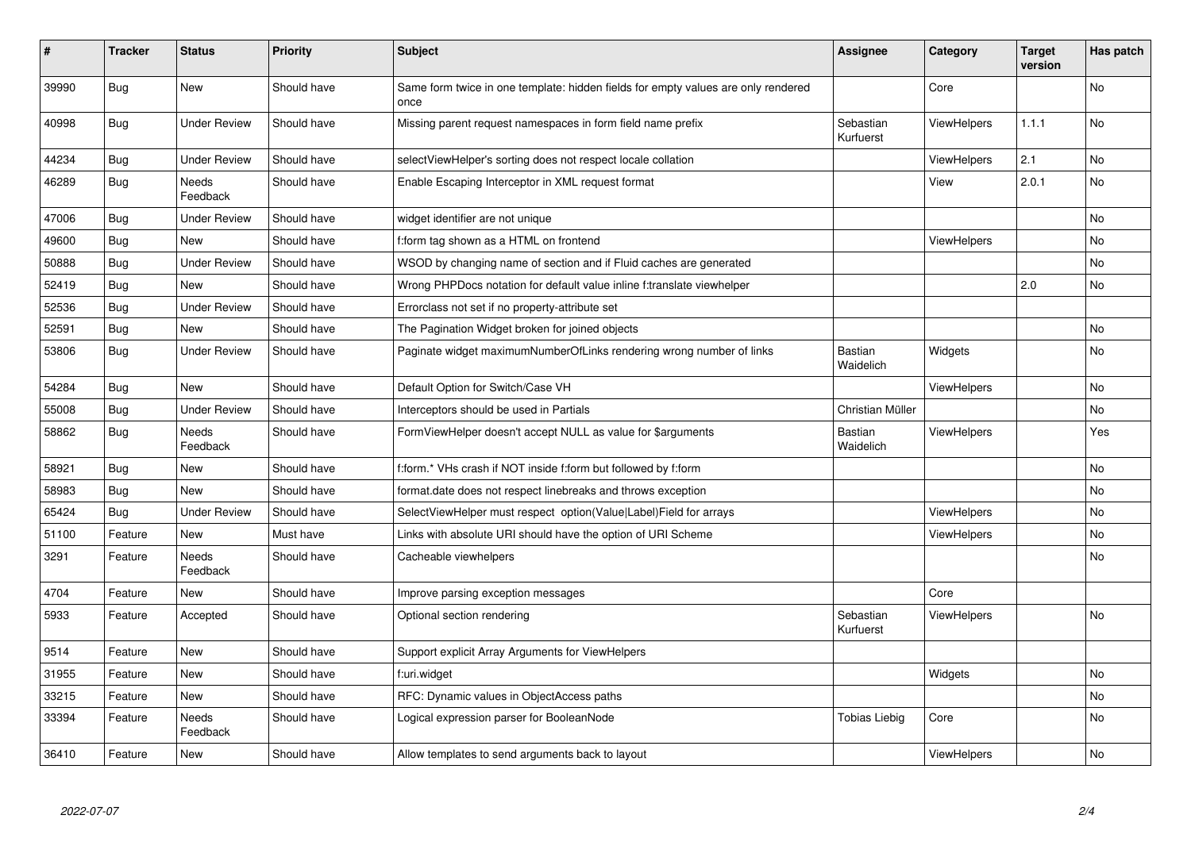| # | Tracker | Status | Priority | Subject | Assignee | Category | Target version | Has patch |
|---|---|---|---|---|---|---|---|---|
| 39990 | Bug | New | Should have | Same form twice in one template: hidden fields for empty values are only rendered once | | Core | | No |
| 40998 | Bug | Under Review | Should have | Missing parent request namespaces in form field name prefix | Sebastian Kurfuerst | ViewHelpers | 1.1.1 | No |
| 44234 | Bug | Under Review | Should have | selectViewHelper's sorting does not respect locale collation | | ViewHelpers | 2.1 | No |
| 46289 | Bug | Needs Feedback | Should have | Enable Escaping Interceptor in XML request format | | View | 2.0.1 | No |
| 47006 | Bug | Under Review | Should have | widget identifier are not unique | | | | No |
| 49600 | Bug | New | Should have | f:form tag shown as a HTML on frontend | | ViewHelpers | | No |
| 50888 | Bug | Under Review | Should have | WSOD by changing name of section and if Fluid caches are generated | | | | No |
| 52419 | Bug | New | Should have | Wrong PHPDocs notation for default value inline f:translate viewhelper | | | 2.0 | No |
| 52536 | Bug | Under Review | Should have | Errorclass not set if no property-attribute set | | | | |
| 52591 | Bug | New | Should have | The Pagination Widget broken for joined objects | | | | No |
| 53806 | Bug | Under Review | Should have | Paginate widget maximumNumberOfLinks rendering wrong number of links | Bastian Waidelich | Widgets | | No |
| 54284 | Bug | New | Should have | Default Option for Switch/Case VH | | ViewHelpers | | No |
| 55008 | Bug | Under Review | Should have | Interceptors should be used in Partials | Christian Müller | | | No |
| 58862 | Bug | Needs Feedback | Should have | FormViewHelper doesn't accept NULL as value for $arguments | Bastian Waidelich | ViewHelpers | | Yes |
| 58921 | Bug | New | Should have | f:form.* VHs crash if NOT inside f:form but followed by f:form | | | | No |
| 58983 | Bug | New | Should have | format.date does not respect linebreaks and throws exception | | | | No |
| 65424 | Bug | Under Review | Should have | SelectViewHelper must respect option(Value\|Label)Field for arrays | | ViewHelpers | | No |
| 51100 | Feature | New | Must have | Links with absolute URI should have the option of URI Scheme | | ViewHelpers | | No |
| 3291 | Feature | Needs Feedback | Should have | Cacheable viewhelpers | | | | No |
| 4704 | Feature | New | Should have | Improve parsing exception messages | | Core | | |
| 5933 | Feature | Accepted | Should have | Optional section rendering | Sebastian Kurfuerst | ViewHelpers | | No |
| 9514 | Feature | New | Should have | Support explicit Array Arguments for ViewHelpers | | | | |
| 31955 | Feature | New | Should have | f:uri.widget | | Widgets | | No |
| 33215 | Feature | New | Should have | RFC: Dynamic values in ObjectAccess paths | | | | No |
| 33394 | Feature | Needs Feedback | Should have | Logical expression parser for BooleanNode | Tobias Liebig | Core | | No |
| 36410 | Feature | New | Should have | Allow templates to send arguments back to layout | | ViewHelpers | | No |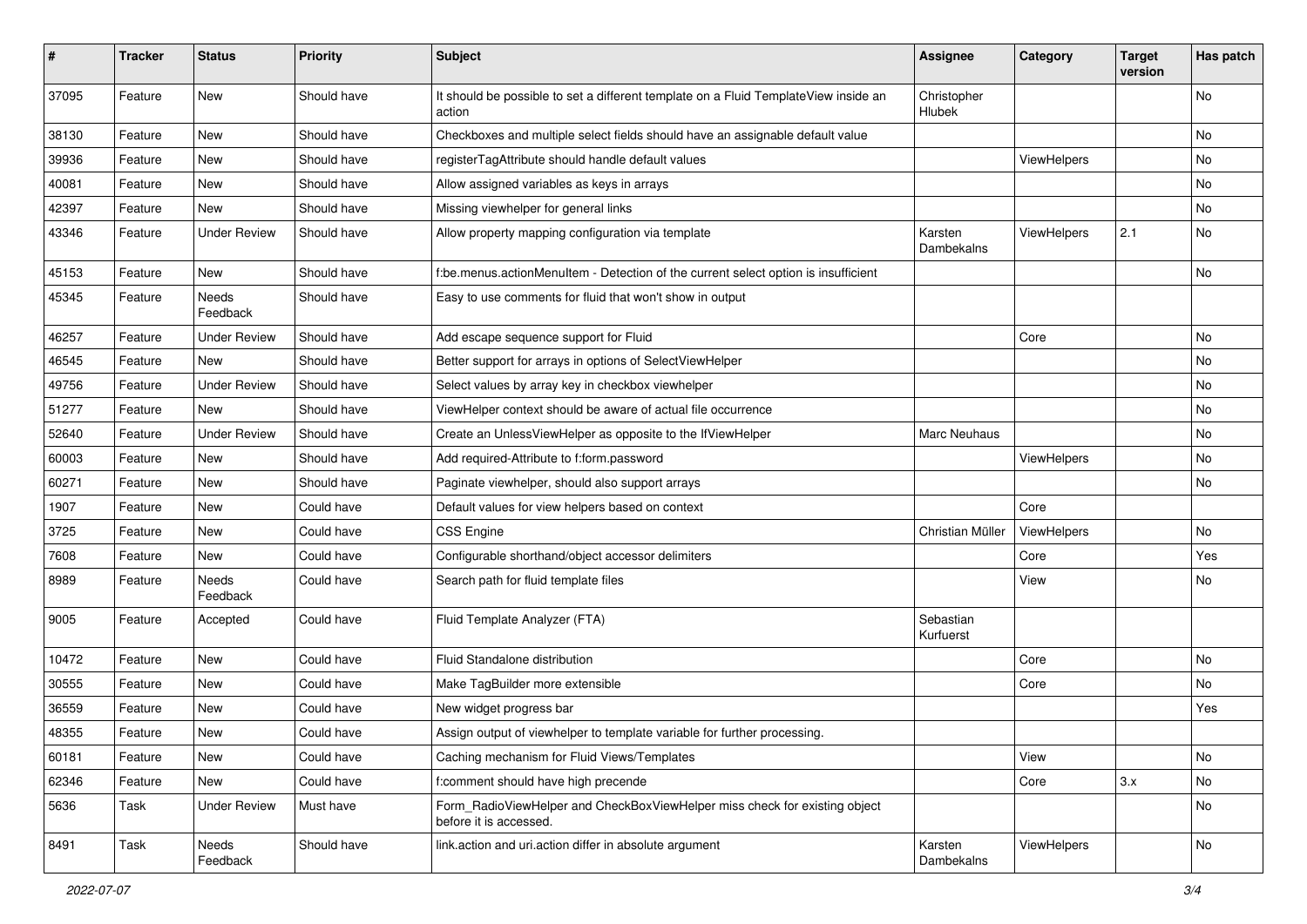| # | Tracker | Status | Priority | Subject | Assignee | Category | Target version | Has patch |
|---|---|---|---|---|---|---|---|---|
| 37095 | Feature | New | Should have | It should be possible to set a different template on a Fluid TemplateView inside an action | Christopher Hlubek | | | No |
| 38130 | Feature | New | Should have | Checkboxes and multiple select fields should have an assignable default value | | | | No |
| 39936 | Feature | New | Should have | registerTagAttribute should handle default values | | ViewHelpers | | No |
| 40081 | Feature | New | Should have | Allow assigned variables as keys in arrays | | | | No |
| 42397 | Feature | New | Should have | Missing viewhelper for general links | | | | No |
| 43346 | Feature | Under Review | Should have | Allow property mapping configuration via template | Karsten Dambekalns | ViewHelpers | 2.1 | No |
| 45153 | Feature | New | Should have | f:be.menus.actionMenuItem - Detection of the current select option is insufficient | | | | No |
| 45345 | Feature | Needs Feedback | Should have | Easy to use comments for fluid that won't show in output | | | | |
| 46257 | Feature | Under Review | Should have | Add escape sequence support for Fluid | | Core | | No |
| 46545 | Feature | New | Should have | Better support for arrays in options of SelectViewHelper | | | | No |
| 49756 | Feature | Under Review | Should have | Select values by array key in checkbox viewhelper | | | | No |
| 51277 | Feature | New | Should have | ViewHelper context should be aware of actual file occurrence | | | | No |
| 52640 | Feature | Under Review | Should have | Create an UnlessViewHelper as opposite to the IfViewHelper | Marc Neuhaus | | | No |
| 60003 | Feature | New | Should have | Add required-Attribute to f:form.password | | ViewHelpers | | No |
| 60271 | Feature | New | Should have | Paginate viewhelper, should also support arrays | | | | No |
| 1907 | Feature | New | Could have | Default values for view helpers based on context | | Core | | |
| 3725 | Feature | New | Could have | CSS Engine | Christian Müller | ViewHelpers | | No |
| 7608 | Feature | New | Could have | Configurable shorthand/object accessor delimiters | | Core | | Yes |
| 8989 | Feature | Needs Feedback | Could have | Search path for fluid template files | | View | | No |
| 9005 | Feature | Accepted | Could have | Fluid Template Analyzer (FTA) | Sebastian Kurfuerst | | | |
| 10472 | Feature | New | Could have | Fluid Standalone distribution | | Core | | No |
| 30555 | Feature | New | Could have | Make TagBuilder more extensible | | Core | | No |
| 36559 | Feature | New | Could have | New widget progress bar | | | | Yes |
| 48355 | Feature | New | Could have | Assign output of viewhelper to template variable for further processing. | | | | |
| 60181 | Feature | New | Could have | Caching mechanism for Fluid Views/Templates | | View | | No |
| 62346 | Feature | New | Could have | f:comment should have high precende | | Core | 3.x | No |
| 5636 | Task | Under Review | Must have | Form_RadioViewHelper and CheckBoxViewHelper miss check for existing object before it is accessed. | | | | No |
| 8491 | Task | Needs Feedback | Should have | link.action and uri.action differ in absolute argument | Karsten Dambekalns | ViewHelpers | | No |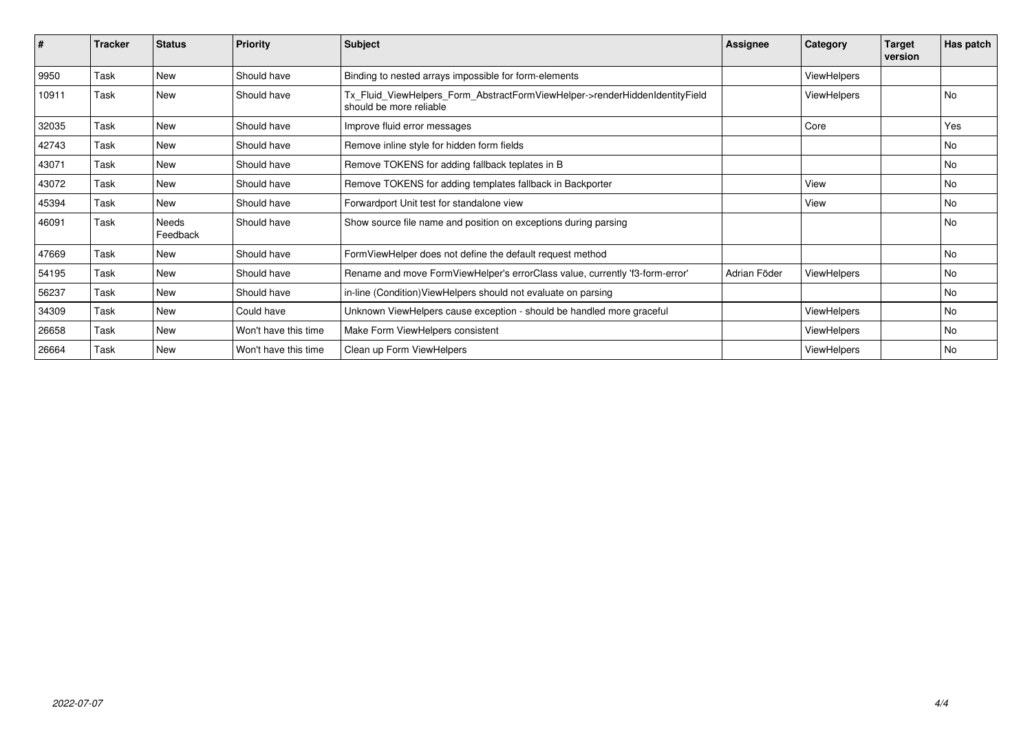| # | Tracker | Status | Priority | Subject | Assignee | Category | Target version | Has patch |
|---|---|---|---|---|---|---|---|---|
| 9950 | Task | New | Should have | Binding to nested arrays impossible for form-elements | | ViewHelpers | | |
| 10911 | Task | New | Should have | Tx_Fluid_ViewHelpers_Form_AbstractFormViewHelper->renderHiddenIdentityField should be more reliable | | ViewHelpers | | No |
| 32035 | Task | New | Should have | Improve fluid error messages | | Core | | Yes |
| 42743 | Task | New | Should have | Remove inline style for hidden form fields | | | | No |
| 43071 | Task | New | Should have | Remove TOKENS for adding fallback teplates in B | | | | No |
| 43072 | Task | New | Should have | Remove TOKENS for adding templates fallback in Backporter | | View | | No |
| 45394 | Task | New | Should have | Forwardport Unit test for standalone view | | View | | No |
| 46091 | Task | Needs Feedback | Should have | Show source file name and position on exceptions during parsing | | | | No |
| 47669 | Task | New | Should have | FormViewHelper does not define the default request method | | | | No |
| 54195 | Task | New | Should have | Rename and move FormViewHelper's errorClass value, currently 'f3-form-error' | Adrian Föder | ViewHelpers | | No |
| 56237 | Task | New | Should have | in-line (Condition)ViewHelpers should not evaluate on parsing | | | | No |
| 34309 | Task | New | Could have | Unknown ViewHelpers cause exception - should be handled more graceful | | ViewHelpers | | No |
| 26658 | Task | New | Won't have this time | Make Form ViewHelpers consistent | | ViewHelpers | | No |
| 26664 | Task | New | Won't have this time | Clean up Form ViewHelpers | | ViewHelpers | | No |

*2022-07-07*